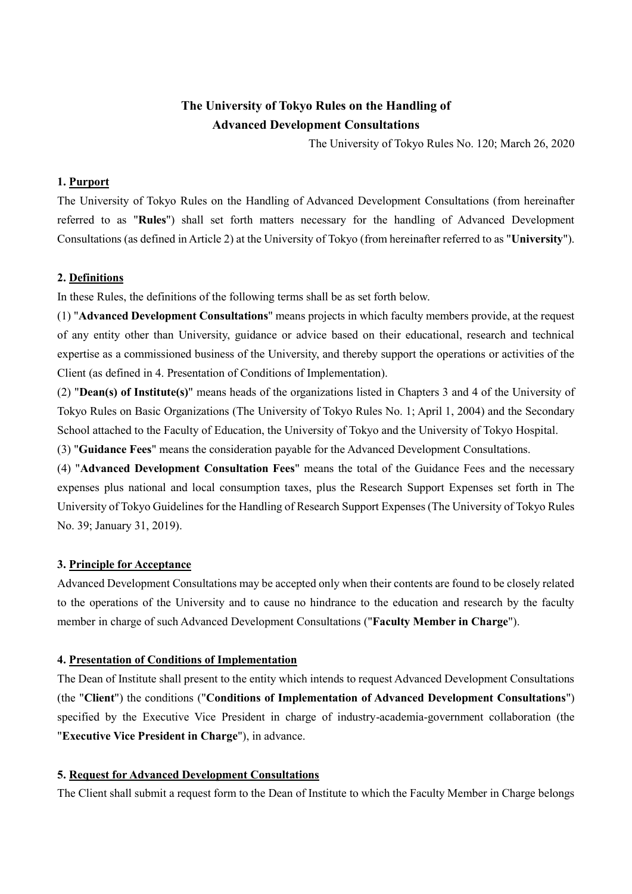# The University of Tokyo Rules on the Handling of Advanced Development Consultations

The University of Tokyo Rules No. 120; March 26, 2020

## 1. Purport

The University of Tokyo Rules on the Handling of Advanced Development Consultations (from hereinafter referred to as "**Rules**") shall set forth matters necessary for the handling of Advanced Development Consultations (as defined in Article 2) at the University of Tokyo (from hereinafter referred to as "**University**").

## 2. Definitions

In these Rules, the definitions of the following terms shall be as set forth below.

(1) "**Advanced Development Consultations**" means projects in which faculty members provide, at the request of any entity other than University, guidance or advice based on their educational, research and technical expertise as a commissioned business of the University, and thereby support the operations or activities of the Client (as defined in 4. Presentation of Conditions of Implementation).

(2) "**Dean(s) of Institute(s)**" means heads of the organizations listed in Chapters 3 and 4 of the University of Tokyo Rules on Basic Organizations (The University of Tokyo Rules No. 1; April 1, 2004) and the Secondary School attached to the Faculty of Education, the University of Tokyo and the University of Tokyo Hospital.

(3) "**Guidance Fees**" means the consideration payable for the Advanced Development Consultations.

(4) "**Advanced Development Consultation Fees**" means the total of the Guidance Fees and the necessary expenses plus national and local consumption taxes, plus the Research Support Expenses set forth in The University of Tokyo Guidelines for the Handling of Research Support Expenses (The University of Tokyo Rules No. 39; January 31, 2019).

## 3. Principle for Acceptance

Advanced Development Consultations may be accepted only when their contents are found to be closely related to the operations of the University and to cause no hindrance to the education and research by the faculty member in charge of such Advanced Development Consultations ("**Faculty Member in Charge**").

## 4. Presentation of Conditions of Implementation

The Dean of Institute shall present to the entity which intends to request Advanced Development Consultations (the "**Client**") the conditions ("**Conditions of Implementation of Advanced Development Consultations**") specified by the Executive Vice President in charge of industry-academia-government collaboration (the "**Executive Vice President in Charge**"), in advance.

## 5. Request for Advanced Development Consultations

The Client shall submit a request form to the Dean of Institute to which the Faculty Member in Charge belongs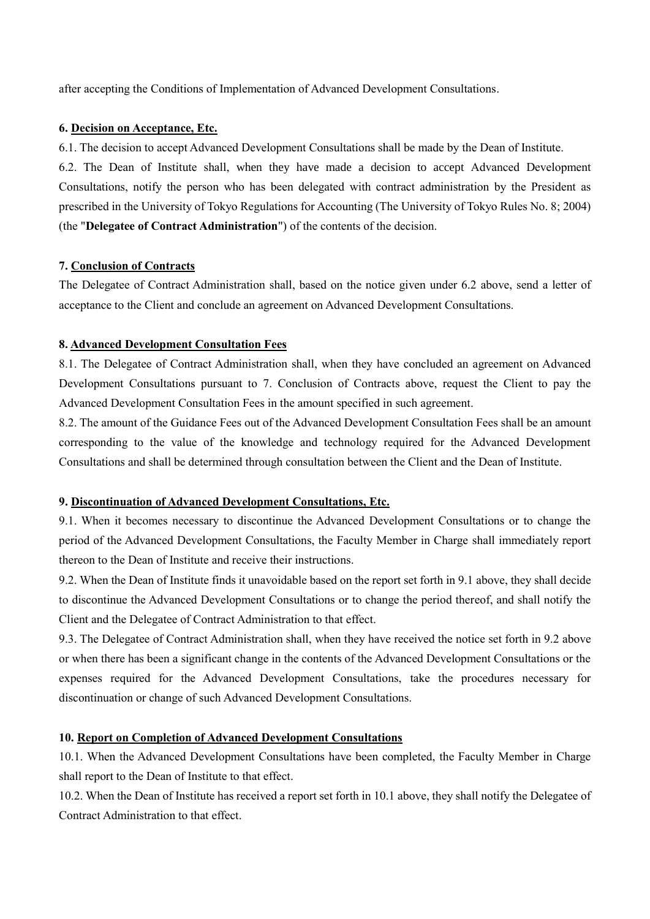after accepting the Conditions of Implementation of Advanced Development Consultations.

**6. Decision on Acceptance, Etc.**

6.1. The decision to accept Advanced Development Consultations shall be made by the Dean of Institute.

6.2. The Dean of Institute shall, when they have made a decision to accept Advanced Development Consultations, notify the person who has been delegated with contract administration by the President as prescribed in the University of Tokyo Regulations for Accounting (The University of Tokyo Rules No. 8; 2004) (the "**Delegatee of Contract Administration**") of the contents of the decision.

**7. Conclusion of Contracts**

The Delegatee of Contract Administration shall, based on the notice given under 6.2 above, send a letter of acceptance to the Client and conclude an agreement on Advanced Development Consultations.

**8. Advanced Development Consultation Fees**

8.1. The Delegatee of Contract Administration shall, when they have concluded an agreement on Advanced Development Consultations pursuant to 7. Conclusion of Contracts above, request the Client to pay the Advanced Development Consultation Fees in the amount specified in such agreement.

8.2. The amount of the Guidance Fees out of the Advanced Development Consultation Fees shall be an amount corresponding to the value of the knowledge and technology required for the Advanced Development Consultations and shall be determined through consultation between the Client and the Dean of Institute.

**9. Discontinuation of Advanced Development Consultations, Etc.**

9.1. When it becomes necessary to discontinue the Advanced Development Consultations or to change the period of the Advanced Development Consultations, the Faculty Member in Charge shall immediately report thereon to the Dean of Institute and receive their instructions.

9.2. When the Dean of Institute finds it unavoidable based on the report set forth in 9.1 above, they shall decide to discontinue the Advanced Development Consultations or to change the period thereof, and shall notify the Client and the Delegatee of Contract Administration to that effect.

9.3. The Delegatee of Contract Administration shall, when they have received the notice set forth in 9.2 above or when there has been a significant change in the contents of the Advanced Development Consultations or the expenses required for the Advanced Development Consultations, take the procedures necessary for discontinuation or change of such Advanced Development Consultations.

**10. Report on Completion of Advanced Development Consultations**

10.1. When the Advanced Development Consultations have been completed, the Faculty Member in Charge shall report to the Dean of Institute to that effect.

10.2. When the Dean of Institute has received a report set forth in 10.1 above, they shall notify the Delegatee of Contract Administration to that effect.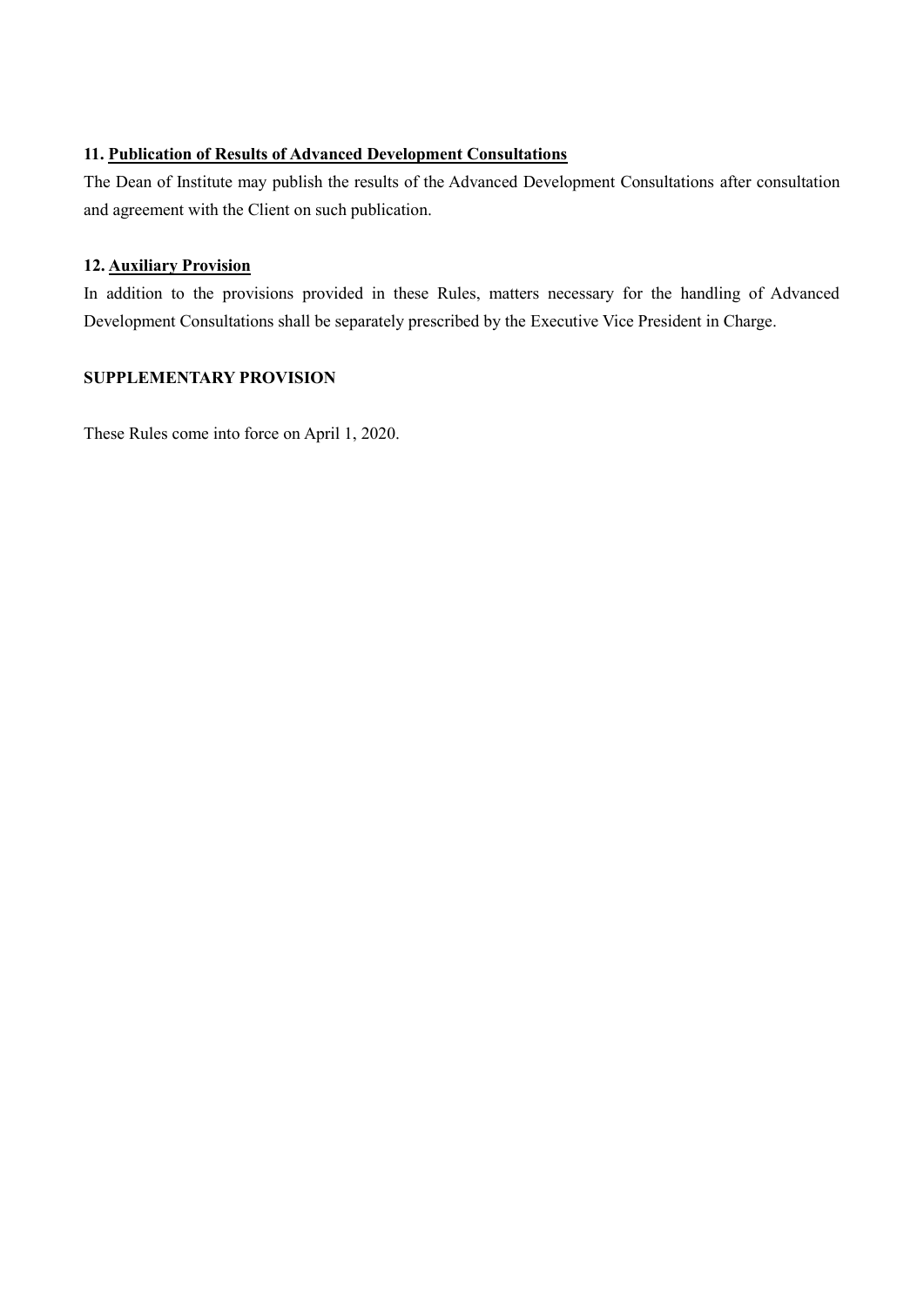### 11. Publication of Results of Advanced Development Consultations

The Dean of Institute may publish the results of the Advanced Development Consultations after consultation and agreement with the Client on such publication.

### 12. Auxiliary Provision

In addition to the provisions provided in these Rules, matters necessary for the handling of Advanced Development Consultations shall be separately prescribed by the Executive Vice President in Charge.

### SUPPLEMENTARY PROVISION

These Rules come into force on April 1, 2020.